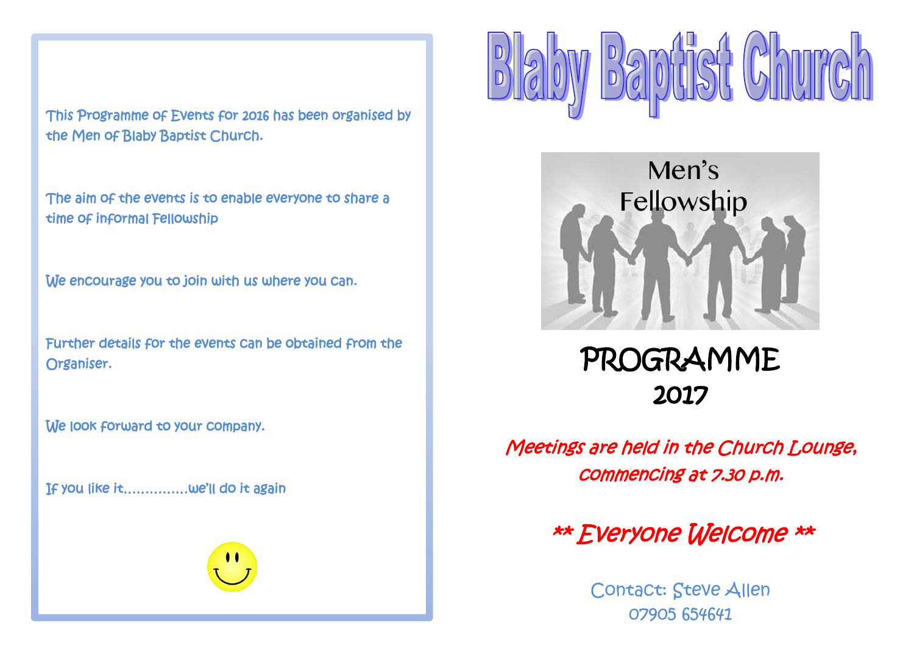This Programme of Events for 2016 has been organised by the Men of Blaby Baptist Church.

The aim of the events is to enable everyone to share a time of informal Fellowship

We encourage you to join with us where you can.

Further details for the events can be obtained from the Organiser.

We look forward to your company.

If you like it...............we'll do it again

# Blaby Baptist Church

Men's Fellowship

## PROGRAMME 2017

*Meetings are held in the Church Lounge, commencing at 7.30 p.m.*

***\*\* Everyone Welcome \*\****

Contact: Steve Allen
07905 654641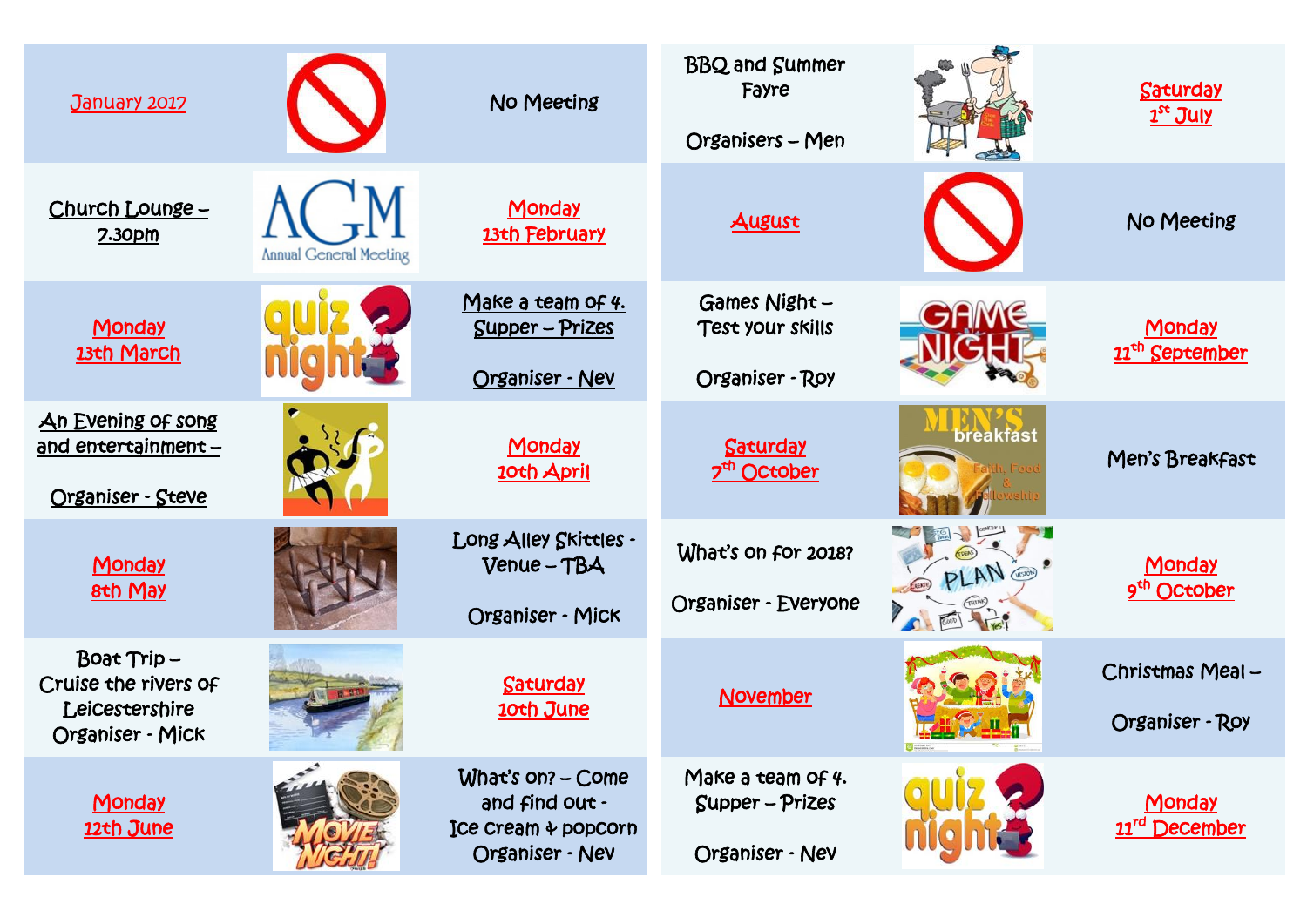| | | |
|---|---|---|
| January 2017 | | No Meeting |
| Church Lounge – 7.30pm | AGM Annual General Meeting | Monday 13th February |
| Monday 13th March | quiz night | Make a team of 4. Supper – Prizes<br><br>Organiser - Nev |
| An Evening of song and entertainment –<br><br>Organiser - Steve | | Monday 10th April |
| Monday 8th May | | Long Alley Skittles - Venue – TBA<br><br>Organiser - Mick |
| Boat Trip – Cruise the rivers of Leicestershire Organiser - Mick | | Saturday 10th June |
| Monday 12th June | MOVIE NIGHT! | What's on? – Come and find out - Ice cream & popcorn Organiser - Nev |

| | | |
|---|---|---|
| BBQ and Summer Fayre<br><br>Organisers – Men | | Saturday 1st July |
| August | | No Meeting |
| Games Night – Test your skills<br><br>Organiser - Roy | GAME NIGHT | Monday 11th September |
| Saturday 7th October | MEN'S breakfast Faith, Food & Fellowship | Men's Breakfast |
| What's on for 2018?<br><br>Organiser - Everyone | PLAN | Monday 9th October |
| November | | Christmas Meal –<br><br>Organiser - Roy |
| Make a team of 4. Supper – Prizes<br><br>Organiser - Nev | quiz night | Monday 11rd December |